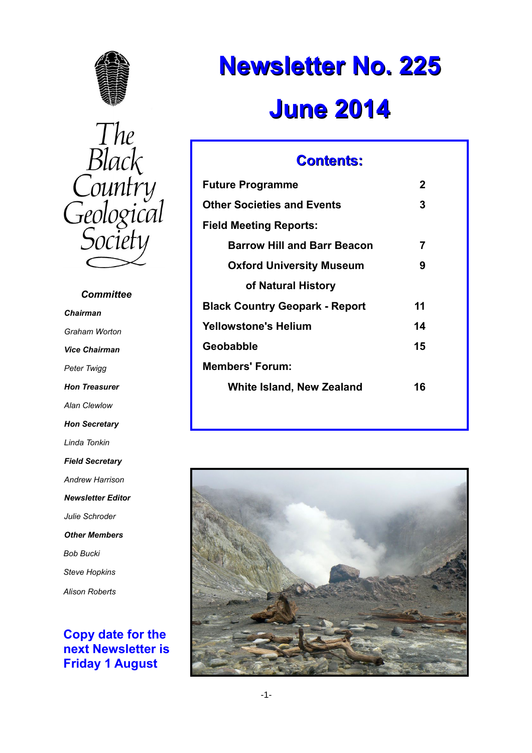The Black Country Geological Society

# Newsletter No. 225

# June 2014

## Contents:

| | |
|---|---|
| **Future Programme** | **2** |
| **Other Societies and Events** | **3** |
| **Field Meeting Reports:** | |
| **Barrow Hill and Barr Beacon** | **7** |
| **Oxford University Museum of Natural History** | **9** |
| **Black Country Geopark - Report** | **11** |
| **Yellowstone's Helium** | **14** |
| **Geobabble** | **15** |
| **Members' Forum:** | |
| **White Island, New Zealand** | **16** |

***Committee***

***Chairman***
*Graham Worton*

***Vice Chairman***
*Peter Twigg*

***Hon Treasurer***
*Alan Clewlow*

***Hon Secretary***
*Linda Tonkin*

***Field Secretary***
*Andrew Harrison*

***Newsletter Editor***
*Julie Schroder*

***Other Members***
*Bob Bucki*
*Steve Hopkins*
*Alison Roberts*

**Copy date for the next Newsletter is Friday 1 August**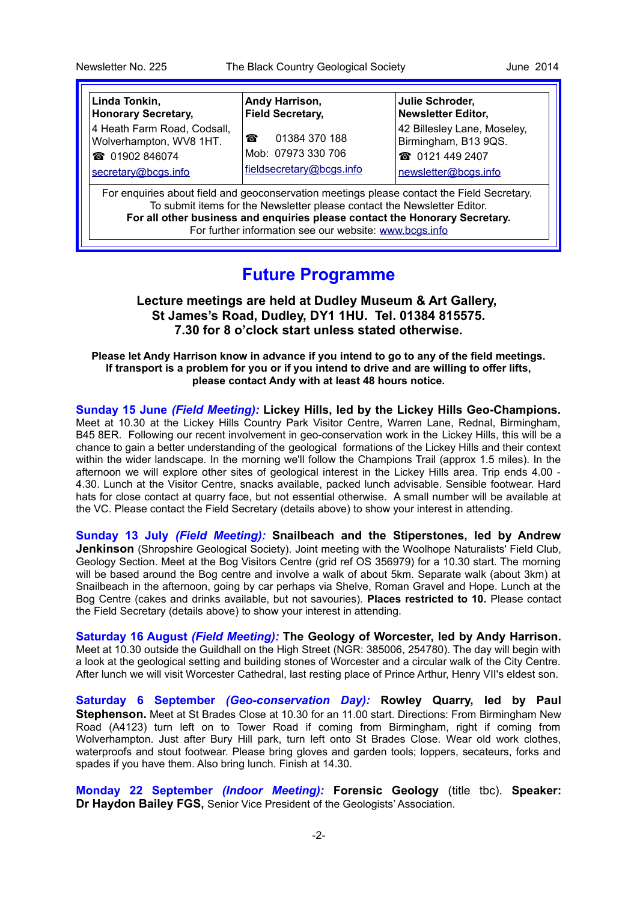| **Linda Tonkin, Honorary Secretary,** | **Andy Harrison, Field Secretary,** | **Julie Schroder, Newsletter Editor,** |
|---|---|---|
| 4 Heath Farm Road, Codsall, Wolverhampton, WV8 1HT. | ☎ 01384 370 188 | 42 Billesley Lane, Moseley, Birmingham, B13 9QS. |
| ☎ 01902 846074 | Mob: 07973 330 706 | ☎ 0121 449 2407 |
| secretary@bcgs.info | fieldsecretary@bcgs.info | newsletter@bcgs.info |

For enquiries about field and geoconservation meetings please contact the Field Secretary.
To submit items for the Newsletter please contact the Newsletter Editor.
**For all other business and enquiries please contact the Honorary Secretary.**
For further information see our website: www.bcgs.info

# Future Programme

**Lecture meetings are held at Dudley Museum & Art Gallery, St James's Road, Dudley, DY1 1HU. Tel. 01384 815575. 7.30 for 8 o'clock start unless stated otherwise.**

**Please let Andy Harrison know in advance if you intend to go to any of the field meetings. If transport is a problem for you or if you intend to drive and are willing to offer lifts, please contact Andy with at least 48 hours notice.**

**Sunday 15 June *(Field Meeting):* Lickey Hills, led by the Lickey Hills Geo-Champions.** Meet at 10.30 at the Lickey Hills Country Park Visitor Centre, Warren Lane, Rednal, Birmingham, B45 8ER. Following our recent involvement in geo-conservation work in the Lickey Hills, this will be a chance to gain a better understanding of the geological formations of the Lickey Hills and their context within the wider landscape. In the morning we'll follow the Champions Trail (approx 1.5 miles). In the afternoon we will explore other sites of geological interest in the Lickey Hills area. Trip ends 4.00 - 4.30. Lunch at the Visitor Centre, snacks available, packed lunch advisable. Sensible footwear. Hard hats for close contact at quarry face, but not essential otherwise. A small number will be available at the VC. Please contact the Field Secretary (details above) to show your interest in attending.

**Sunday 13 July *(Field Meeting):* Snailbeach and the Stiperstones, led by Andrew Jenkinson** (Shropshire Geological Society). Joint meeting with the Woolhope Naturalists' Field Club, Geology Section. Meet at the Bog Visitors Centre (grid ref OS 356979) for a 10.30 start. The morning will be based around the Bog centre and involve a walk of about 5km. Separate walk (about 3km) at Snailbeach in the afternoon, going by car perhaps via Shelve, Roman Gravel and Hope. Lunch at the Bog Centre (cakes and drinks available, but not savouries). **Places restricted to 10.** Please contact the Field Secretary (details above) to show your interest in attending.

**Saturday 16 August *(Field Meeting):* The Geology of Worcester, led by Andy Harrison.** Meet at 10.30 outside the Guildhall on the High Street (NGR: 385006, 254780). The day will begin with a look at the geological setting and building stones of Worcester and a circular walk of the City Centre. After lunch we will visit Worcester Cathedral, last resting place of Prince Arthur, Henry VII's eldest son.

**Saturday 6 September *(Geo-conservation Day):* Rowley Quarry, led by Paul Stephenson.** Meet at St Brades Close at 10.30 for an 11.00 start. Directions: From Birmingham New Road (A4123) turn left on to Tower Road if coming from Birmingham, right if coming from Wolverhampton. Just after Bury Hill park, turn left onto St Brades Close. Wear old work clothes, waterproofs and stout footwear. Please bring gloves and garden tools; loppers, secateurs, forks and spades if you have them. Also bring lunch. Finish at 14.30.

**Monday 22 September *(Indoor Meeting):* Forensic Geology** (title tbc). **Speaker: Dr Haydon Bailey FGS,** Senior Vice President of the Geologists' Association.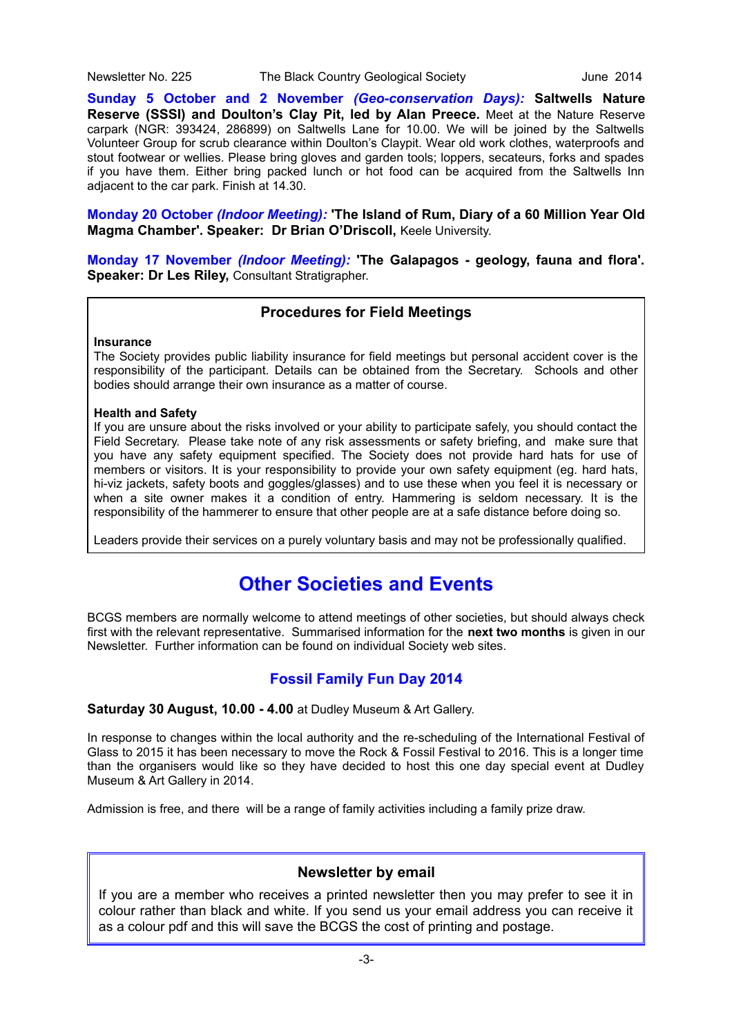**Sunday 5 October and 2 November *(Geo-conservation Days):* Saltwells Nature Reserve (SSSI) and Doulton's Clay Pit, led by Alan Preece.** Meet at the Nature Reserve carpark (NGR: 393424, 286899) on Saltwells Lane for 10.00. We will be joined by the Saltwells Volunteer Group for scrub clearance within Doulton's Claypit. Wear old work clothes, waterproofs and stout footwear or wellies. Please bring gloves and garden tools; loppers, secateurs, forks and spades if you have them. Either bring packed lunch or hot food can be acquired from the Saltwells Inn adjacent to the car park. Finish at 14.30.

**Monday 20 October *(Indoor Meeting):* 'The Island of Rum, Diary of a 60 Million Year Old Magma Chamber'. Speaker: Dr Brian O'Driscoll,** Keele University.

**Monday 17 November *(Indoor Meeting):* 'The Galapagos - geology, fauna and flora'. Speaker: Dr Les Riley,** Consultant Stratigrapher.

### Procedures for Field Meetings

**Insurance**
The Society provides public liability insurance for field meetings but personal accident cover is the responsibility of the participant. Details can be obtained from the Secretary. Schools and other bodies should arrange their own insurance as a matter of course.

**Health and Safety**
If you are unsure about the risks involved or your ability to participate safely, you should contact the Field Secretary. Please take note of any risk assessments or safety briefing, and make sure that you have any safety equipment specified. The Society does not provide hard hats for use of members or visitors. It is your responsibility to provide your own safety equipment (eg. hard hats, hi-viz jackets, safety boots and goggles/glasses) and to use these when you feel it is necessary or when a site owner makes it a condition of entry. Hammering is seldom necessary. It is the responsibility of the hammerer to ensure that other people are at a safe distance before doing so.

Leaders provide their services on a purely voluntary basis and may not be professionally qualified.

# Other Societies and Events

BCGS members are normally welcome to attend meetings of other societies, but should always check first with the relevant representative. Summarised information for the **next two months** is given in our Newsletter. Further information can be found on individual Society web sites.

## Fossil Family Fun Day 2014

**Saturday 30 August, 10.00 - 4.00** at Dudley Museum & Art Gallery.

In response to changes within the local authority and the re-scheduling of the International Festival of Glass to 2015 it has been necessary to move the Rock & Fossil Festival to 2016. This is a longer time than the organisers would like so they have decided to host this one day special event at Dudley Museum & Art Gallery in 2014.

Admission is free, and there will be a range of family activities including a family prize draw.

### Newsletter by email

If you are a member who receives a printed newsletter then you may prefer to see it in colour rather than black and white. If you send us your email address you can receive it as a colour pdf and this will save the BCGS the cost of printing and postage.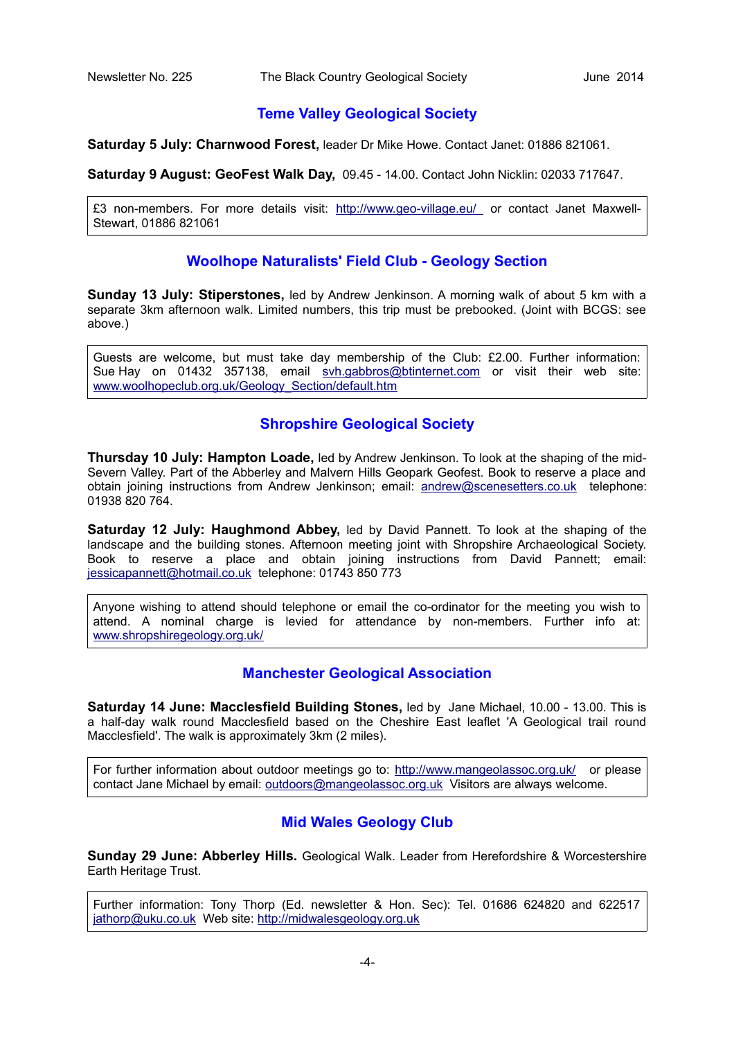## Teme Valley Geological Society

**Saturday 5 July: Charnwood Forest,** leader Dr Mike Howe. Contact Janet: 01886 821061.

**Saturday 9 August: GeoFest Walk Day,** 09.45 - 14.00. Contact John Nicklin: 02033 717647.

£3 non-members. For more details visit: http://www.geo-village.eu/ or contact Janet Maxwell-Stewart, 01886 821061

## Woolhope Naturalists' Field Club - Geology Section

**Sunday 13 July: Stiperstones,** led by Andrew Jenkinson. A morning walk of about 5 km with a separate 3km afternoon walk. Limited numbers, this trip must be prebooked. (Joint with BCGS: see above.)

Guests are welcome, but must take day membership of the Club: £2.00. Further information: Sue Hay on 01432 357138, email svh.gabbros@btinternet.com or visit their web site: www.woolhopeclub.org.uk/Geology_Section/default.htm

## Shropshire Geological Society

**Thursday 10 July: Hampton Loade,** led by Andrew Jenkinson. To look at the shaping of the mid-Severn Valley. Part of the Abberley and Malvern Hills Geopark Geofest. Book to reserve a place and obtain joining instructions from Andrew Jenkinson; email: andrew@scenesetters.co.uk telephone: 01938 820 764.

**Saturday 12 July: Haughmond Abbey,** led by David Pannett. To look at the shaping of the landscape and the building stones. Afternoon meeting joint with Shropshire Archaeological Society. Book to reserve a place and obtain joining instructions from David Pannett; email: jessicapannett@hotmail.co.uk telephone: 01743 850 773

Anyone wishing to attend should telephone or email the co-ordinator for the meeting you wish to attend. A nominal charge is levied for attendance by non-members. Further info at: www.shropshiregeology.org.uk/

## Manchester Geological Association

**Saturday 14 June: Macclesfield Building Stones,** led by Jane Michael, 10.00 - 13.00. This is a half-day walk round Macclesfield based on the Cheshire East leaflet 'A Geological trail round Macclesfield'. The walk is approximately 3km (2 miles).

For further information about outdoor meetings go to: http://www.mangeolassoc.org.uk/ or please contact Jane Michael by email: outdoors@mangeolassoc.org.uk Visitors are always welcome.

## Mid Wales Geology Club

**Sunday 29 June: Abberley Hills.** Geological Walk. Leader from Herefordshire & Worcestershire Earth Heritage Trust.

Further information: Tony Thorp (Ed. newsletter & Hon. Sec): Tel. 01686 624820 and 622517 jathorp@uku.co.uk Web site: http://midwalesgeology.org.uk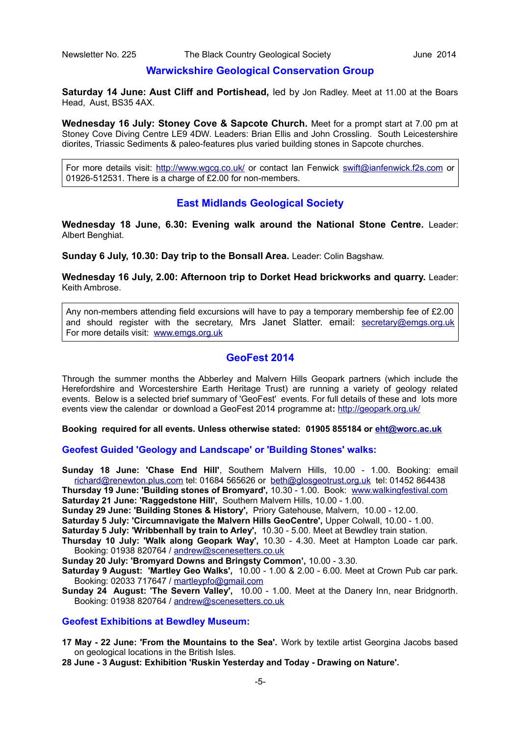## Warwickshire Geological Conservation Group

**Saturday 14 June: Aust Cliff and Portishead,** led by Jon Radley. Meet at 11.00 at the Boars Head, Aust, BS35 4AX.

**Wednesday 16 July: Stoney Cove & Sapcote Church.** Meet for a prompt start at 7.00 pm at Stoney Cove Diving Centre LE9 4DW. Leaders: Brian Ellis and John Crossling. South Leicestershire diorites, Triassic Sediments & paleo-features plus varied building stones in Sapcote churches.

For more details visit: http://www.wgcg.co.uk/ or contact Ian Fenwick swift@ianfenwick.f2s.com or 01926-512531. There is a charge of £2.00 for non-members.

## East Midlands Geological Society

**Wednesday 18 June, 6.30: Evening walk around the National Stone Centre.** Leader: Albert Benghiat.

**Sunday 6 July, 10.30: Day trip to the Bonsall Area.** Leader: Colin Bagshaw.

**Wednesday 16 July, 2.00: Afternoon trip to Dorket Head brickworks and quarry.** Leader: Keith Ambrose.

Any non-members attending field excursions will have to pay a temporary membership fee of £2.00 and should register with the secretary, Mrs Janet Slatter. email: secretary@emgs.org.uk For more details visit: www.emgs.org.uk

## GeoFest 2014

Through the summer months the Abberley and Malvern Hills Geopark partners (which include the Herefordshire and Worcestershire Earth Heritage Trust) are running a variety of geology related events. Below is a selected brief summary of 'GeoFest' events. For full details of these and lots more events view the calendar or download a GeoFest 2014 programme at: http://geopark.org.uk/

**Booking required for all events. Unless otherwise stated: 01905 855184 or eht@worc.ac.uk**

### Geofest Guided 'Geology and Landscape' or 'Building Stones' walks:

**Sunday 18 June: 'Chase End Hill'**, Southern Malvern Hills, 10.00 - 1.00. Booking: email richard@renewton.plus.com tel: 01684 565626 or beth@glosgeotrust.org.uk tel: 01452 864438
**Thursday 19 June: 'Building stones of Bromyard',** 10.30 - 1.00. Book: www.walkingfestival.com
**Saturday 21 June: 'Raggedstone Hill',** Southern Malvern Hills, 10.00 - 1.00.
**Sunday 29 June: 'Building Stones & History',** Priory Gatehouse, Malvern, 10.00 - 12.00.
**Saturday 5 July: 'Circumnavigate the Malvern Hills GeoCentre',** Upper Colwall, 10.00 - 1.00.
**Saturday 5 July: 'Wribbenhall by train to Arley',** 10.30 - 5.00. Meet at Bewdley train station.
**Thursday 10 July: 'Walk along Geopark Way',** 10.30 - 4.30. Meet at Hampton Loade car park. Booking: 01938 820764 / andrew@scenesetters.co.uk
**Sunday 20 July: 'Bromyard Downs and Bringsty Common',** 10.00 - 3.30.
**Saturday 9 August: 'Martley Geo Walks',** 10.00 - 1.00 & 2.00 - 6.00. Meet at Crown Pub car park. Booking: 02033 717647 / martleypfo@gmail.com
**Sunday 24 August: 'The Severn Valley',** 10.00 - 1.00. Meet at the Danery Inn, near Bridgnorth. Booking: 01938 820764 / andrew@scenesetters.co.uk

### Geofest Exhibitions at Bewdley Museum:

**17 May - 22 June: 'From the Mountains to the Sea'.** Work by textile artist Georgina Jacobs based on geological locations in the British Isles.
**28 June - 3 August: Exhibition 'Ruskin Yesterday and Today - Drawing on Nature'.**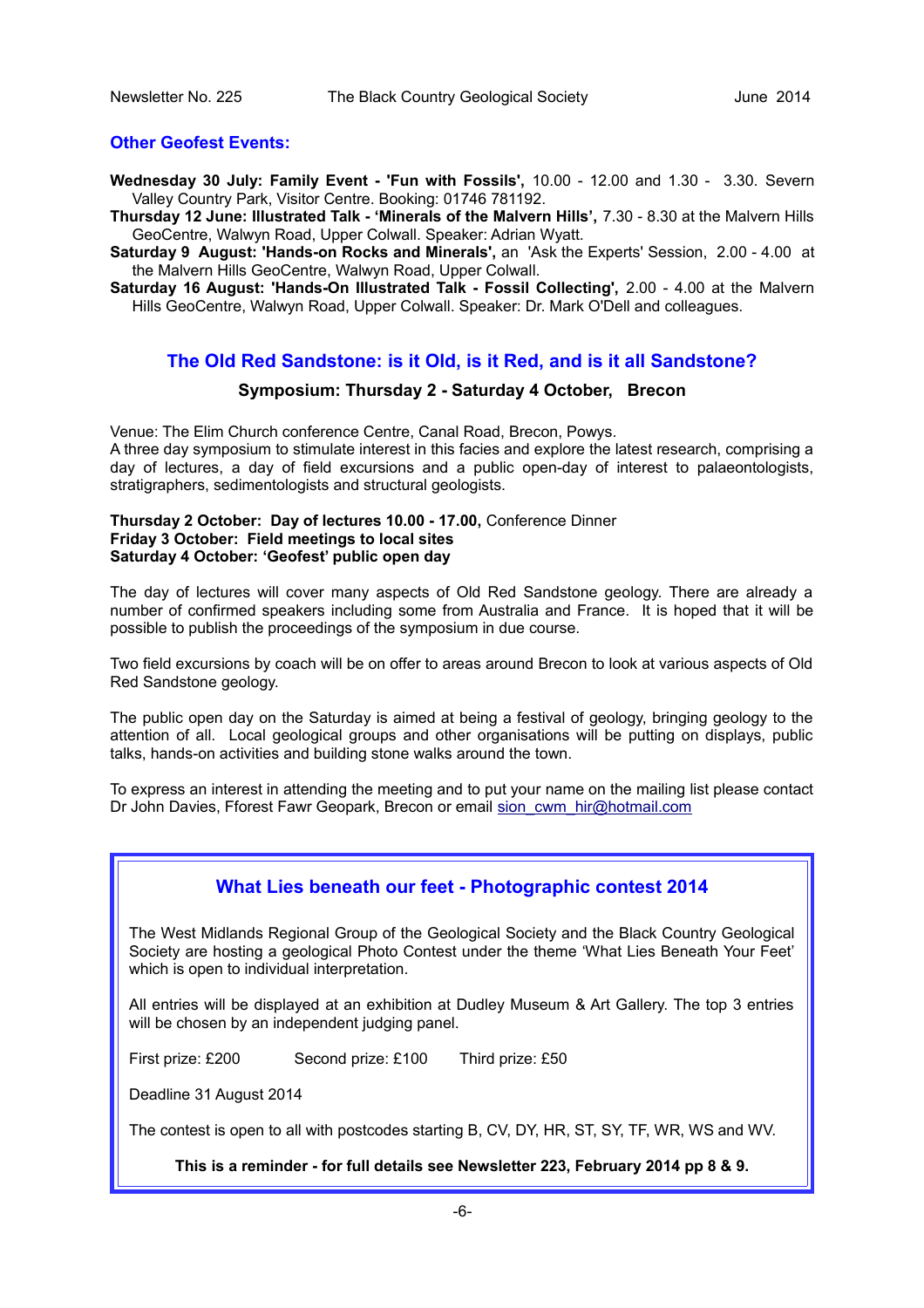## Other Geofest Events:

**Wednesday 30 July: Family Event - 'Fun with Fossils',** 10.00 - 12.00 and 1.30 - 3.30. Severn Valley Country Park, Visitor Centre. Booking: 01746 781192.

**Thursday 12 June: Illustrated Talk - 'Minerals of the Malvern Hills',** 7.30 - 8.30 at the Malvern Hills GeoCentre, Walwyn Road, Upper Colwall. Speaker: Adrian Wyatt.

**Saturday 9 August: 'Hands-on Rocks and Minerals',** an 'Ask the Experts' Session, 2.00 - 4.00 at the Malvern Hills GeoCentre, Walwyn Road, Upper Colwall.

**Saturday 16 August: 'Hands-On Illustrated Talk - Fossil Collecting',** 2.00 - 4.00 at the Malvern Hills GeoCentre, Walwyn Road, Upper Colwall. Speaker: Dr. Mark O'Dell and colleagues.

## The Old Red Sandstone: is it Old, is it Red, and is it all Sandstone?

### Symposium: Thursday 2 - Saturday 4 October, Brecon

Venue: The Elim Church conference Centre, Canal Road, Brecon, Powys.
A three day symposium to stimulate interest in this facies and explore the latest research, comprising a day of lectures, a day of field excursions and a public open-day of interest to palaeontologists, stratigraphers, sedimentologists and structural geologists.

**Thursday 2 October: Day of lectures 10.00 - 17.00,** Conference Dinner
**Friday 3 October: Field meetings to local sites**
**Saturday 4 October: 'Geofest' public open day**

The day of lectures will cover many aspects of Old Red Sandstone geology. There are already a number of confirmed speakers including some from Australia and France. It is hoped that it will be possible to publish the proceedings of the symposium in due course.

Two field excursions by coach will be on offer to areas around Brecon to look at various aspects of Old Red Sandstone geology.

The public open day on the Saturday is aimed at being a festival of geology, bringing geology to the attention of all. Local geological groups and other organisations will be putting on displays, public talks, hands-on activities and building stone walks around the town.

To express an interest in attending the meeting and to put your name on the mailing list please contact Dr John Davies, Fforest Fawr Geopark, Brecon or email sion_cwm_hir@hotmail.com

## What Lies beneath our feet - Photographic contest 2014

The West Midlands Regional Group of the Geological Society and the Black Country Geological Society are hosting a geological Photo Contest under the theme 'What Lies Beneath Your Feet' which is open to individual interpretation.

All entries will be displayed at an exhibition at Dudley Museum & Art Gallery. The top 3 entries will be chosen by an independent judging panel.

First prize: £200 Second prize: £100 Third prize: £50

Deadline 31 August 2014

The contest is open to all with postcodes starting B, CV, DY, HR, ST, SY, TF, WR, WS and WV.

**This is a reminder - for full details see Newsletter 223, February 2014 pp 8 & 9.**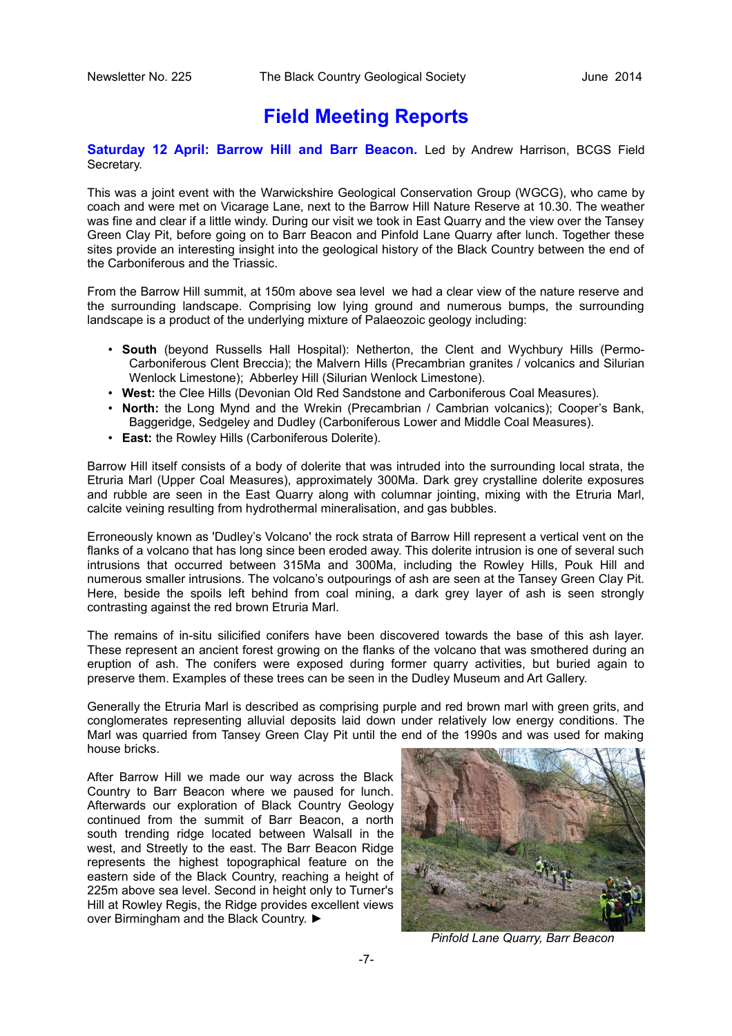# Field Meeting Reports

**Saturday 12 April: Barrow Hill and Barr Beacon.** Led by Andrew Harrison, BCGS Field Secretary.

This was a joint event with the Warwickshire Geological Conservation Group (WGCG), who came by coach and were met on Vicarage Lane, next to the Barrow Hill Nature Reserve at 10.30. The weather was fine and clear if a little windy. During our visit we took in East Quarry and the view over the Tansey Green Clay Pit, before going on to Barr Beacon and Pinfold Lane Quarry after lunch. Together these sites provide an interesting insight into the geological history of the Black Country between the end of the Carboniferous and the Triassic.

From the Barrow Hill summit, at 150m above sea level we had a clear view of the nature reserve and the surrounding landscape. Comprising low lying ground and numerous bumps, the surrounding landscape is a product of the underlying mixture of Palaeozoic geology including:

- **South** (beyond Russells Hall Hospital): Netherton, the Clent and Wychbury Hills (Permo-Carboniferous Clent Breccia); the Malvern Hills (Precambrian granites / volcanics and Silurian Wenlock Limestone); Abberley Hill (Silurian Wenlock Limestone).
- **West:** the Clee Hills (Devonian Old Red Sandstone and Carboniferous Coal Measures).
- **North:** the Long Mynd and the Wrekin (Precambrian / Cambrian volcanics); Cooper's Bank, Baggeridge, Sedgeley and Dudley (Carboniferous Lower and Middle Coal Measures).
- **East:** the Rowley Hills (Carboniferous Dolerite).

Barrow Hill itself consists of a body of dolerite that was intruded into the surrounding local strata, the Etruria Marl (Upper Coal Measures), approximately 300Ma. Dark grey crystalline dolerite exposures and rubble are seen in the East Quarry along with columnar jointing, mixing with the Etruria Marl, calcite veining resulting from hydrothermal mineralisation, and gas bubbles.

Erroneously known as 'Dudley's Volcano' the rock strata of Barrow Hill represent a vertical vent on the flanks of a volcano that has long since been eroded away. This dolerite intrusion is one of several such intrusions that occurred between 315Ma and 300Ma, including the Rowley Hills, Pouk Hill and numerous smaller intrusions. The volcano's outpourings of ash are seen at the Tansey Green Clay Pit. Here, beside the spoils left behind from coal mining, a dark grey layer of ash is seen strongly contrasting against the red brown Etruria Marl.

The remains of in-situ silicified conifers have been discovered towards the base of this ash layer. These represent an ancient forest growing on the flanks of the volcano that was smothered during an eruption of ash. The conifers were exposed during former quarry activities, but buried again to preserve them. Examples of these trees can be seen in the Dudley Museum and Art Gallery.

Generally the Etruria Marl is described as comprising purple and red brown marl with green grits, and conglomerates representing alluvial deposits laid down under relatively low energy conditions. The Marl was quarried from Tansey Green Clay Pit until the end of the 1990s and was used for making house bricks.

After Barrow Hill we made our way across the Black Country to Barr Beacon where we paused for lunch. Afterwards our exploration of Black Country Geology continued from the summit of Barr Beacon, a north south trending ridge located between Walsall in the west, and Streetly to the east. The Barr Beacon Ridge represents the highest topographical feature on the eastern side of the Black Country, reaching a height of 225m above sea level. Second in height only to Turner's Hill at Rowley Regis, the Ridge provides excellent views over Birmingham and the Black Country. ►

*Pinfold Lane Quarry, Barr Beacon*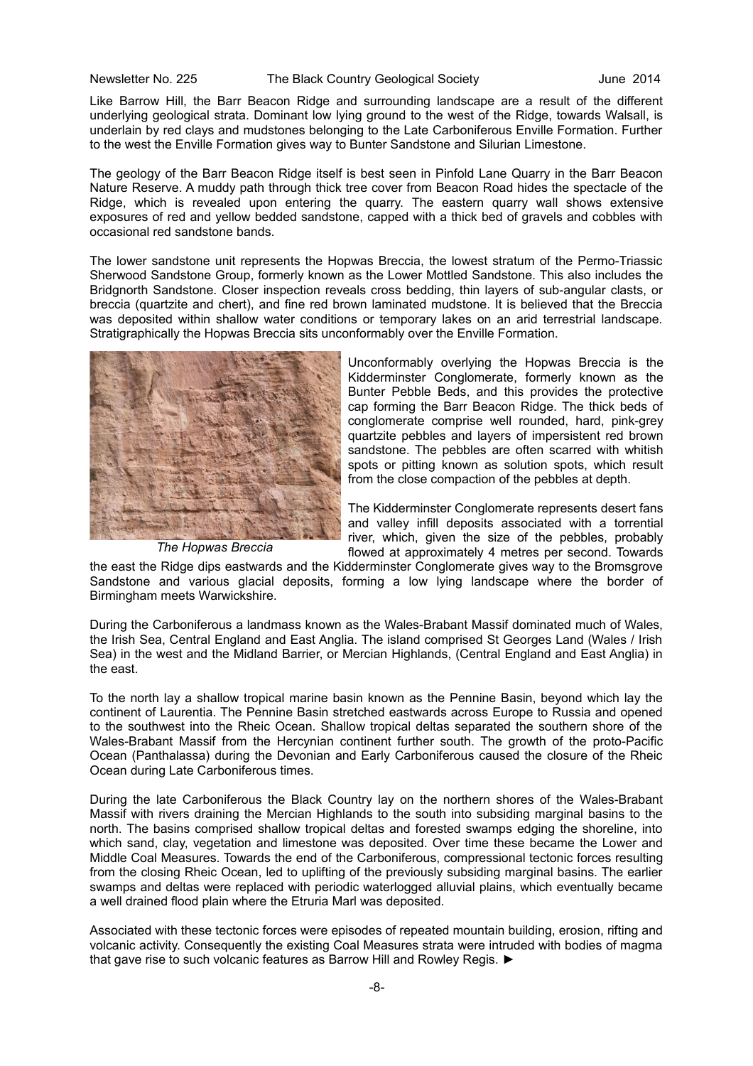Like Barrow Hill, the Barr Beacon Ridge and surrounding landscape are a result of the different underlying geological strata. Dominant low lying ground to the west of the Ridge, towards Walsall, is underlain by red clays and mudstones belonging to the Late Carboniferous Enville Formation. Further to the west the Enville Formation gives way to Bunter Sandstone and Silurian Limestone.

The geology of the Barr Beacon Ridge itself is best seen in Pinfold Lane Quarry in the Barr Beacon Nature Reserve. A muddy path through thick tree cover from Beacon Road hides the spectacle of the Ridge, which is revealed upon entering the quarry. The eastern quarry wall shows extensive exposures of red and yellow bedded sandstone, capped with a thick bed of gravels and cobbles with occasional red sandstone bands.

The lower sandstone unit represents the Hopwas Breccia, the lowest stratum of the Permo-Triassic Sherwood Sandstone Group, formerly known as the Lower Mottled Sandstone. This also includes the Bridgnorth Sandstone. Closer inspection reveals cross bedding, thin layers of sub-angular clasts, or breccia (quartzite and chert), and fine red brown laminated mudstone. It is believed that the Breccia was deposited within shallow water conditions or temporary lakes on an arid terrestrial landscape. Stratigraphically the Hopwas Breccia sits unconformably over the Enville Formation.

*The Hopwas Breccia*

Unconformably overlying the Hopwas Breccia is the Kidderminster Conglomerate, formerly known as the Bunter Pebble Beds, and this provides the protective cap forming the Barr Beacon Ridge. The thick beds of conglomerate comprise well rounded, hard, pink-grey quartzite pebbles and layers of impersistent red brown sandstone. The pebbles are often scarred with whitish spots or pitting known as solution spots, which result from the close compaction of the pebbles at depth.

The Kidderminster Conglomerate represents desert fans and valley infill deposits associated with a torrential river, which, given the size of the pebbles, probably flowed at approximately 4 metres per second. Towards the east the Ridge dips eastwards and the Kidderminster Conglomerate gives way to the Bromsgrove Sandstone and various glacial deposits, forming a low lying landscape where the border of Birmingham meets Warwickshire.

During the Carboniferous a landmass known as the Wales-Brabant Massif dominated much of Wales, the Irish Sea, Central England and East Anglia. The island comprised St Georges Land (Wales / Irish Sea) in the west and the Midland Barrier, or Mercian Highlands, (Central England and East Anglia) in the east.

To the north lay a shallow tropical marine basin known as the Pennine Basin, beyond which lay the continent of Laurentia. The Pennine Basin stretched eastwards across Europe to Russia and opened to the southwest into the Rheic Ocean. Shallow tropical deltas separated the southern shore of the Wales-Brabant Massif from the Hercynian continent further south. The growth of the proto-Pacific Ocean (Panthalassa) during the Devonian and Early Carboniferous caused the closure of the Rheic Ocean during Late Carboniferous times.

During the late Carboniferous the Black Country lay on the northern shores of the Wales-Brabant Massif with rivers draining the Mercian Highlands to the south into subsiding marginal basins to the north. The basins comprised shallow tropical deltas and forested swamps edging the shoreline, into which sand, clay, vegetation and limestone was deposited. Over time these became the Lower and Middle Coal Measures. Towards the end of the Carboniferous, compressional tectonic forces resulting from the closing Rheic Ocean, led to uplifting of the previously subsiding marginal basins. The earlier swamps and deltas were replaced with periodic waterlogged alluvial plains, which eventually became a well drained flood plain where the Etruria Marl was deposited.

Associated with these tectonic forces were episodes of repeated mountain building, erosion, rifting and volcanic activity. Consequently the existing Coal Measures strata were intruded with bodies of magma that gave rise to such volcanic features as Barrow Hill and Rowley Regis. ►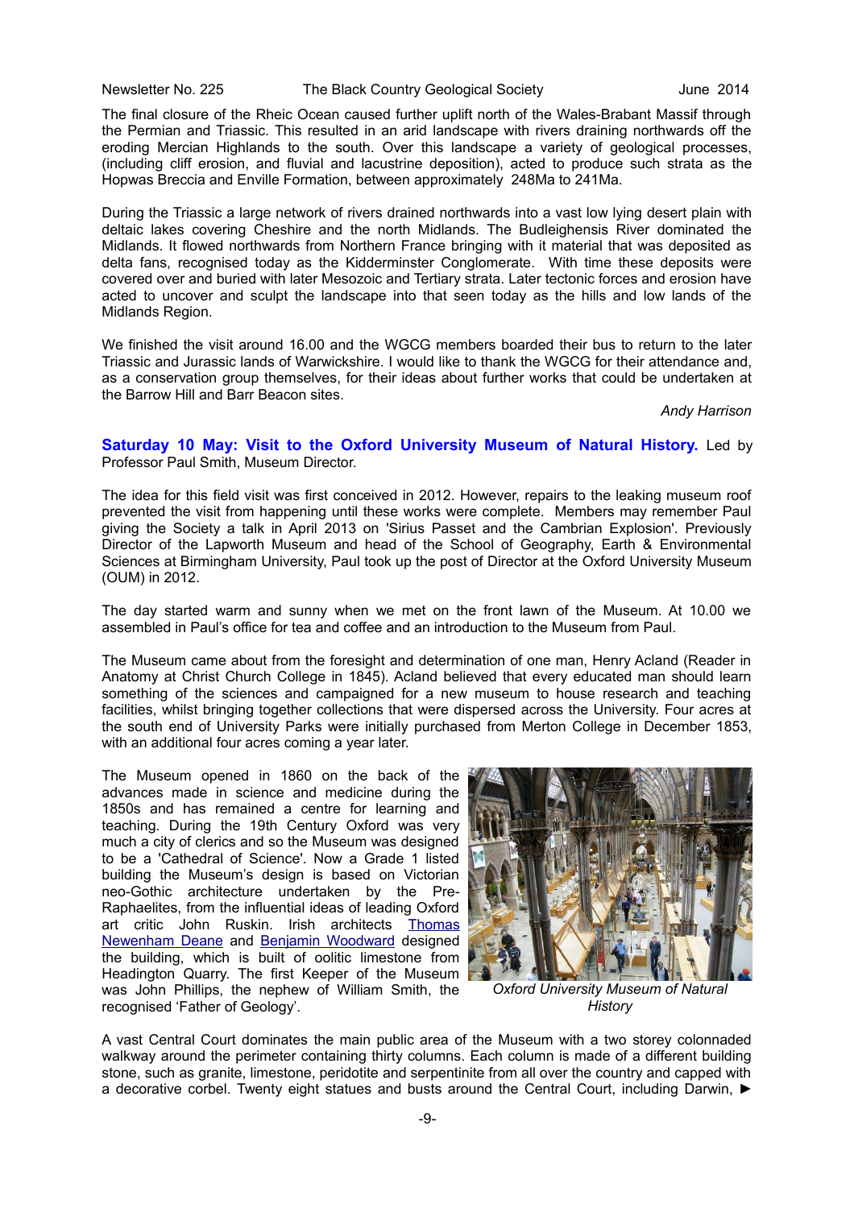The final closure of the Rheic Ocean caused further uplift north of the Wales-Brabant Massif through the Permian and Triassic. This resulted in an arid landscape with rivers draining northwards off the eroding Mercian Highlands to the south. Over this landscape a variety of geological processes, (including cliff erosion, and fluvial and lacustrine deposition), acted to produce such strata as the Hopwas Breccia and Enville Formation, between approximately 248Ma to 241Ma.

During the Triassic a large network of rivers drained northwards into a vast low lying desert plain with deltaic lakes covering Cheshire and the north Midlands. The Budleighensis River dominated the Midlands. It flowed northwards from Northern France bringing with it material that was deposited as delta fans, recognised today as the Kidderminster Conglomerate. With time these deposits were covered over and buried with later Mesozoic and Tertiary strata. Later tectonic forces and erosion have acted to uncover and sculpt the landscape into that seen today as the hills and low lands of the Midlands Region.

We finished the visit around 16.00 and the WGCG members boarded their bus to return to the later Triassic and Jurassic lands of Warwickshire. I would like to thank the WGCG for their attendance and, as a conservation group themselves, for their ideas about further works that could be undertaken at the Barrow Hill and Barr Beacon sites.

*Andy Harrison*

**Saturday 10 May: Visit to the Oxford University Museum of Natural History.** Led by Professor Paul Smith, Museum Director.

The idea for this field visit was first conceived in 2012. However, repairs to the leaking museum roof prevented the visit from happening until these works were complete. Members may remember Paul giving the Society a talk in April 2013 on 'Sirius Passet and the Cambrian Explosion'. Previously Director of the Lapworth Museum and head of the School of Geography, Earth & Environmental Sciences at Birmingham University, Paul took up the post of Director at the Oxford University Museum (OUM) in 2012.

The day started warm and sunny when we met on the front lawn of the Museum. At 10.00 we assembled in Paul's office for tea and coffee and an introduction to the Museum from Paul.

The Museum came about from the foresight and determination of one man, Henry Acland (Reader in Anatomy at Christ Church College in 1845). Acland believed that every educated man should learn something of the sciences and campaigned for a new museum to house research and teaching facilities, whilst bringing together collections that were dispersed across the University. Four acres at the south end of University Parks were initially purchased from Merton College in December 1853, with an additional four acres coming a year later.

The Museum opened in 1860 on the back of the advances made in science and medicine during the 1850s and has remained a centre for learning and teaching. During the 19th Century Oxford was very much a city of clerics and so the Museum was designed to be a 'Cathedral of Science'. Now a Grade 1 listed building the Museum's design is based on Victorian neo-Gothic architecture undertaken by the Pre-Raphaelites, from the influential ideas of leading Oxford art critic John Ruskin. Irish architects Thomas Newenham Deane and Benjamin Woodward designed the building, which is built of oolitic limestone from Headington Quarry. The first Keeper of the Museum was John Phillips, the nephew of William Smith, the recognised 'Father of Geology'.

*Oxford University Museum of Natural History*

A vast Central Court dominates the main public area of the Museum with a two storey colonnaded walkway around the perimeter containing thirty columns. Each column is made of a different building stone, such as granite, limestone, peridotite and serpentinite from all over the country and capped with a decorative corbel. Twenty eight statues and busts around the Central Court, including Darwin, ►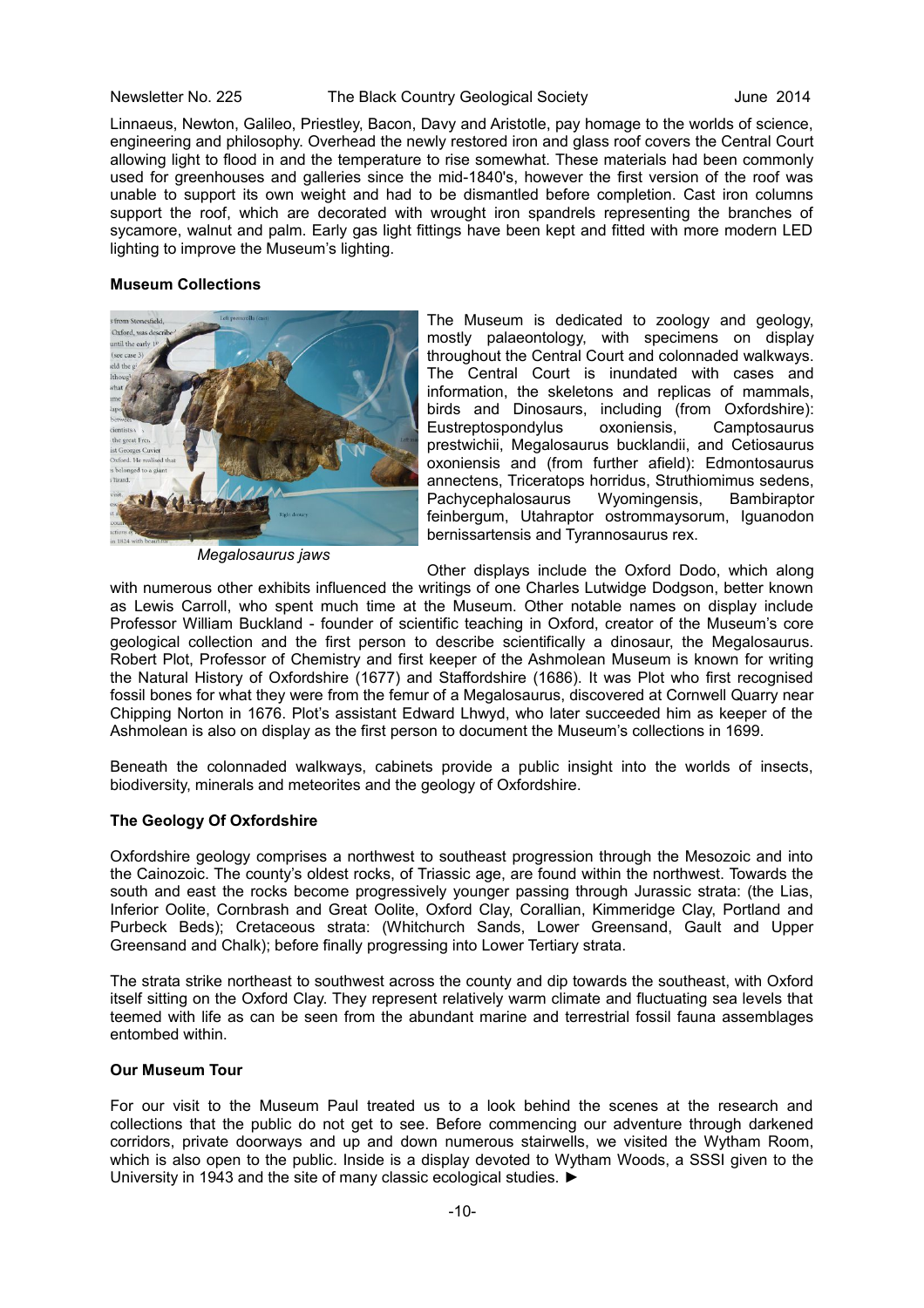Linnaeus, Newton, Galileo, Priestley, Bacon, Davy and Aristotle, pay homage to the worlds of science, engineering and philosophy. Overhead the newly restored iron and glass roof covers the Central Court allowing light to flood in and the temperature to rise somewhat. These materials had been commonly used for greenhouses and galleries since the mid-1840's, however the first version of the roof was unable to support its own weight and had to be dismantled before completion. Cast iron columns support the roof, which are decorated with wrought iron spandrels representing the branches of sycamore, walnut and palm. Early gas light fittings have been kept and fitted with more modern LED lighting to improve the Museum's lighting.

**Museum Collections**

*Megalosaurus jaws*

The Museum is dedicated to zoology and geology, mostly palaeontology, with specimens on display throughout the Central Court and colonnaded walkways. The Central Court is inundated with cases and information, the skeletons and replicas of mammals, birds and Dinosaurs, including (from Oxfordshire): Eustreptospondylus oxoniensis, Camptosaurus prestwichii, Megalosaurus bucklandii, and Cetiosaurus oxoniensis and (from further afield): Edmontosaurus annectens, Triceratops horridus, Struthiomimus sedens, Pachycephalosaurus Wyomingensis, Bambiraptor feinbergum, Utahraptor ostrommaysorum, Iguanodon bernissartensis and Tyrannosaurus rex.

Other displays include the Oxford Dodo, which along with numerous other exhibits influenced the writings of one Charles Lutwidge Dodgson, better known as Lewis Carroll, who spent much time at the Museum. Other notable names on display include Professor William Buckland - founder of scientific teaching in Oxford, creator of the Museum's core geological collection and the first person to describe scientifically a dinosaur, the Megalosaurus. Robert Plot, Professor of Chemistry and first keeper of the Ashmolean Museum is known for writing the Natural History of Oxfordshire (1677) and Staffordshire (1686). It was Plot who first recognised fossil bones for what they were from the femur of a Megalosaurus, discovered at Cornwell Quarry near Chipping Norton in 1676. Plot's assistant Edward Lhwyd, who later succeeded him as keeper of the Ashmolean is also on display as the first person to document the Museum's collections in 1699.

Beneath the colonnaded walkways, cabinets provide a public insight into the worlds of insects, biodiversity, minerals and meteorites and the geology of Oxfordshire.

**The Geology Of Oxfordshire**

Oxfordshire geology comprises a northwest to southeast progression through the Mesozoic and into the Cainozoic. The county's oldest rocks, of Triassic age, are found within the northwest. Towards the south and east the rocks become progressively younger passing through Jurassic strata: (the Lias, Inferior Oolite, Cornbrash and Great Oolite, Oxford Clay, Corallian, Kimmeridge Clay, Portland and Purbeck Beds); Cretaceous strata: (Whitchurch Sands, Lower Greensand, Gault and Upper Greensand and Chalk); before finally progressing into Lower Tertiary strata.

The strata strike northeast to southwest across the county and dip towards the southeast, with Oxford itself sitting on the Oxford Clay. They represent relatively warm climate and fluctuating sea levels that teemed with life as can be seen from the abundant marine and terrestrial fossil fauna assemblages entombed within.

**Our Museum Tour**

For our visit to the Museum Paul treated us to a look behind the scenes at the research and collections that the public do not get to see. Before commencing our adventure through darkened corridors, private doorways and up and down numerous stairwells, we visited the Wytham Room, which is also open to the public. Inside is a display devoted to Wytham Woods, a SSSI given to the University in 1943 and the site of many classic ecological studies. ►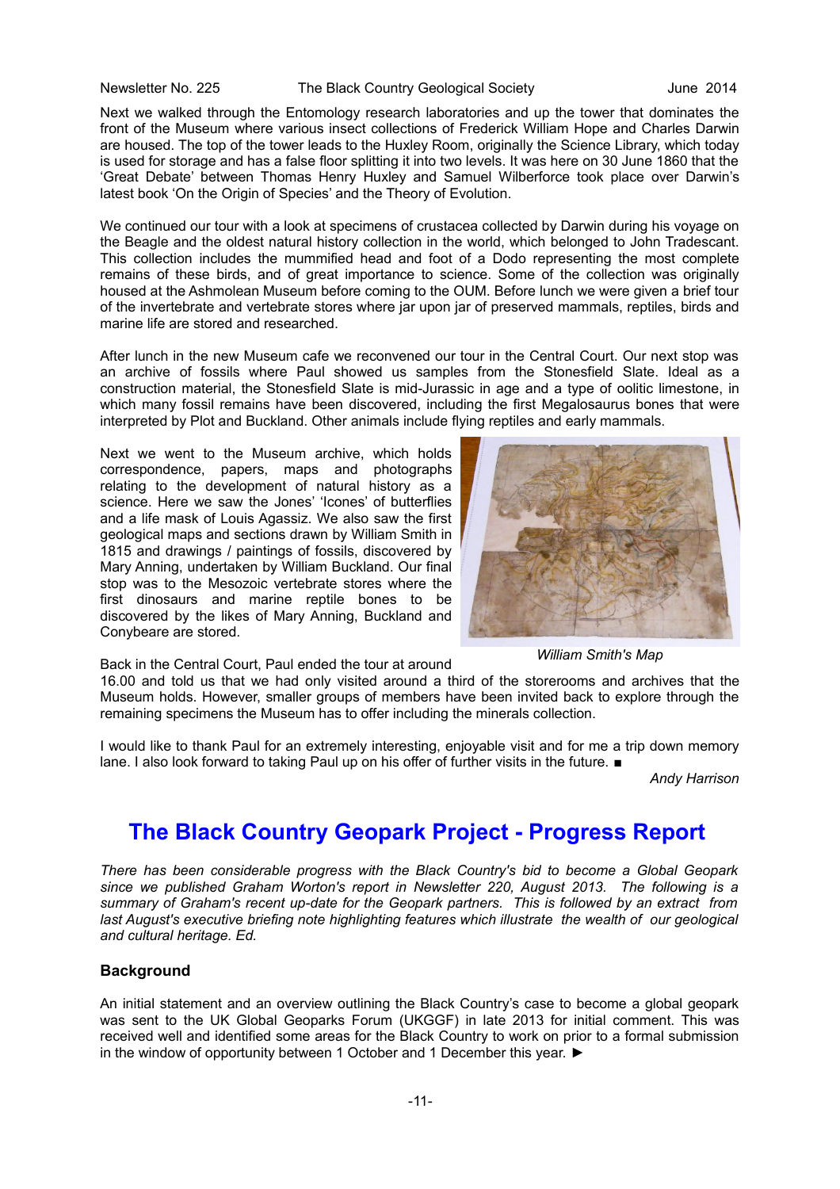Next we walked through the Entomology research laboratories and up the tower that dominates the front of the Museum where various insect collections of Frederick William Hope and Charles Darwin are housed. The top of the tower leads to the Huxley Room, originally the Science Library, which today is used for storage and has a false floor splitting it into two levels. It was here on 30 June 1860 that the 'Great Debate' between Thomas Henry Huxley and Samuel Wilberforce took place over Darwin's latest book 'On the Origin of Species' and the Theory of Evolution.

We continued our tour with a look at specimens of crustacea collected by Darwin during his voyage on the Beagle and the oldest natural history collection in the world, which belonged to John Tradescant. This collection includes the mummified head and foot of a Dodo representing the most complete remains of these birds, and of great importance to science. Some of the collection was originally housed at the Ashmolean Museum before coming to the OUM. Before lunch we were given a brief tour of the invertebrate and vertebrate stores where jar upon jar of preserved mammals, reptiles, birds and marine life are stored and researched.

After lunch in the new Museum cafe we reconvened our tour in the Central Court. Our next stop was an archive of fossils where Paul showed us samples from the Stonesfield Slate. Ideal as a construction material, the Stonesfield Slate is mid-Jurassic in age and a type of oolitic limestone, in which many fossil remains have been discovered, including the first Megalosaurus bones that were interpreted by Plot and Buckland. Other animals include flying reptiles and early mammals.

Next we went to the Museum archive, which holds correspondence, papers, maps and photographs relating to the development of natural history as a science. Here we saw the Jones' 'Icones' of butterflies and a life mask of Louis Agassiz. We also saw the first geological maps and sections drawn by William Smith in 1815 and drawings / paintings of fossils, discovered by Mary Anning, undertaken by William Buckland. Our final stop was to the Mesozoic vertebrate stores where the first dinosaurs and marine reptile bones to be discovered by the likes of Mary Anning, Buckland and Conybeare are stored.

*William Smith's Map*

Back in the Central Court, Paul ended the tour at around 16.00 and told us that we had only visited around a third of the storerooms and archives that the Museum holds. However, smaller groups of members have been invited back to explore through the remaining specimens the Museum has to offer including the minerals collection.

I would like to thank Paul for an extremely interesting, enjoyable visit and for me a trip down memory lane. I also look forward to taking Paul up on his offer of further visits in the future. ■

*Andy Harrison*

# The Black Country Geopark Project - Progress Report

*There has been considerable progress with the Black Country's bid to become a Global Geopark since we published Graham Worton's report in Newsletter 220, August 2013. The following is a summary of Graham's recent up-date for the Geopark partners. This is followed by an extract from last August's executive briefing note highlighting features which illustrate the wealth of our geological and cultural heritage. Ed.*

### Background

An initial statement and an overview outlining the Black Country's case to become a global geopark was sent to the UK Global Geoparks Forum (UKGGF) in late 2013 for initial comment. This was received well and identified some areas for the Black Country to work on prior to a formal submission in the window of opportunity between 1 October and 1 December this year. ►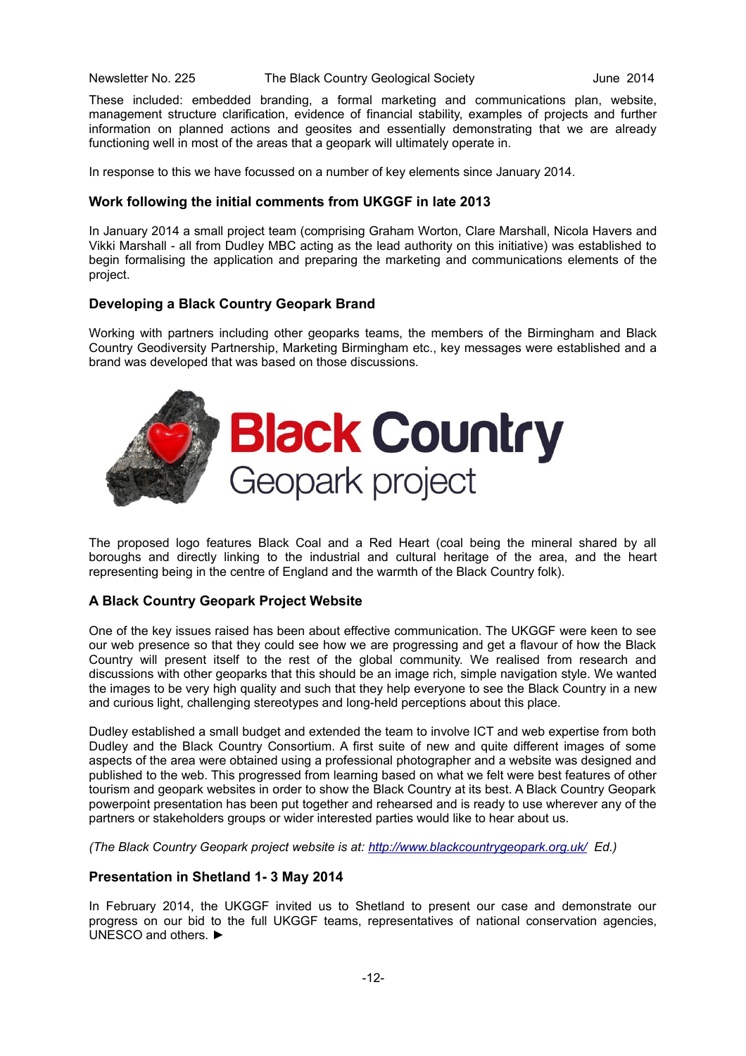These included: embedded branding, a formal marketing and communications plan, website, management structure clarification, evidence of financial stability, examples of projects and further information on planned actions and geosites and essentially demonstrating that we are already functioning well in most of the areas that a geopark will ultimately operate in.

In response to this we have focussed on a number of key elements since January 2014.

### Work following the initial comments from UKGGF in late 2013

In January 2014 a small project team (comprising Graham Worton, Clare Marshall, Nicola Havers and Vikki Marshall - all from Dudley MBC acting as the lead authority on this initiative) was established to begin formalising the application and preparing the marketing and communications elements of the project.

### Developing a Black Country Geopark Brand

Working with partners including other geoparks teams, the members of the Birmingham and Black Country Geodiversity Partnership, Marketing Birmingham etc., key messages were established and a brand was developed that was based on those discussions.

Black Country Geopark project

The proposed logo features Black Coal and a Red Heart (coal being the mineral shared by all boroughs and directly linking to the industrial and cultural heritage of the area, and the heart representing being in the centre of England and the warmth of the Black Country folk).

### A Black Country Geopark Project Website

One of the key issues raised has been about effective communication. The UKGGF were keen to see our web presence so that they could see how we are progressing and get a flavour of how the Black Country will present itself to the rest of the global community. We realised from research and discussions with other geoparks that this should be an image rich, simple navigation style. We wanted the images to be very high quality and such that they help everyone to see the Black Country in a new and curious light, challenging stereotypes and long-held perceptions about this place.

Dudley established a small budget and extended the team to involve ICT and web expertise from both Dudley and the Black Country Consortium. A first suite of new and quite different images of some aspects of the area were obtained using a professional photographer and a website was designed and published to the web. This progressed from learning based on what we felt were best features of other tourism and geopark websites in order to show the Black Country at its best. A Black Country Geopark powerpoint presentation has been put together and rehearsed and is ready to use wherever any of the partners or stakeholders groups or wider interested parties would like to hear about us.

*(The Black Country Geopark project website is at: http://www.blackcountrygeopark.org.uk/ Ed.)*

### Presentation in Shetland 1- 3 May 2014

In February 2014, the UKGGF invited us to Shetland to present our case and demonstrate our progress on our bid to the full UKGGF teams, representatives of national conservation agencies, UNESCO and others. ►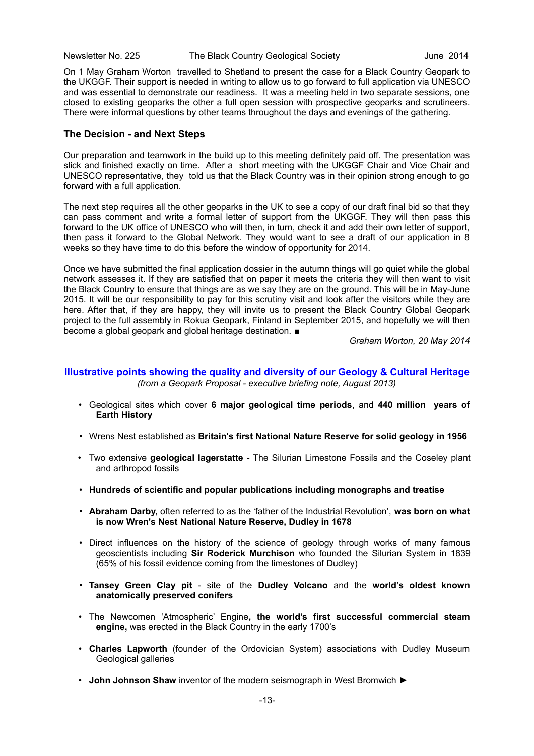On 1 May Graham Worton travelled to Shetland to present the case for a Black Country Geopark to the UKGGF. Their support is needed in writing to allow us to go forward to full application via UNESCO and was essential to demonstrate our readiness. It was a meeting held in two separate sessions, one closed to existing geoparks the other a full open session with prospective geoparks and scrutineers. There were informal questions by other teams throughout the days and evenings of the gathering.

### The Decision - and Next Steps

Our preparation and teamwork in the build up to this meeting definitely paid off. The presentation was slick and finished exactly on time. After a short meeting with the UKGGF Chair and Vice Chair and UNESCO representative, they told us that the Black Country was in their opinion strong enough to go forward with a full application.

The next step requires all the other geoparks in the UK to see a copy of our draft final bid so that they can pass comment and write a formal letter of support from the UKGGF. They will then pass this forward to the UK office of UNESCO who will then, in turn, check it and add their own letter of support, then pass it forward to the Global Network. They would want to see a draft of our application in 8 weeks so they have time to do this before the window of opportunity for 2014.

Once we have submitted the final application dossier in the autumn things will go quiet while the global network assesses it. If they are satisfied that on paper it meets the criteria they will then want to visit the Black Country to ensure that things are as we say they are on the ground. This will be in May-June 2015. It will be our responsibility to pay for this scrutiny visit and look after the visitors while they are here. After that, if they are happy, they will invite us to present the Black Country Global Geopark project to the full assembly in Rokua Geopark, Finland in September 2015, and hopefully we will then become a global geopark and global heritage destination. ■

*Graham Worton, 20 May 2014*

### Illustrative points showing the quality and diversity of our Geology & Cultural Heritage

*(from a Geopark Proposal - executive briefing note, August 2013)*

- Geological sites which cover **6 major geological time periods**, and **440 million years of Earth History**
- Wrens Nest established as **Britain's first National Nature Reserve for solid geology in 1956**
- Two extensive **geological lagerstatte** - The Silurian Limestone Fossils and the Coseley plant and arthropod fossils
- **Hundreds of scientific and popular publications including monographs and treatise**
- **Abraham Darby,** often referred to as the 'father of the Industrial Revolution', **was born on what is now Wren's Nest National Nature Reserve, Dudley in 1678**
- Direct influences on the history of the science of geology through works of many famous geoscientists including **Sir Roderick Murchison** who founded the Silurian System in 1839 (65% of his fossil evidence coming from the limestones of Dudley)
- **Tansey Green Clay pit** - site of the **Dudley Volcano** and the **world's oldest known anatomically preserved conifers**
- The Newcomen 'Atmospheric' Engine**, the world's first successful commercial steam engine,** was erected in the Black Country in the early 1700's
- **Charles Lapworth** (founder of the Ordovician System) associations with Dudley Museum Geological galleries
- **John Johnson Shaw** inventor of the modern seismograph in West Bromwich ►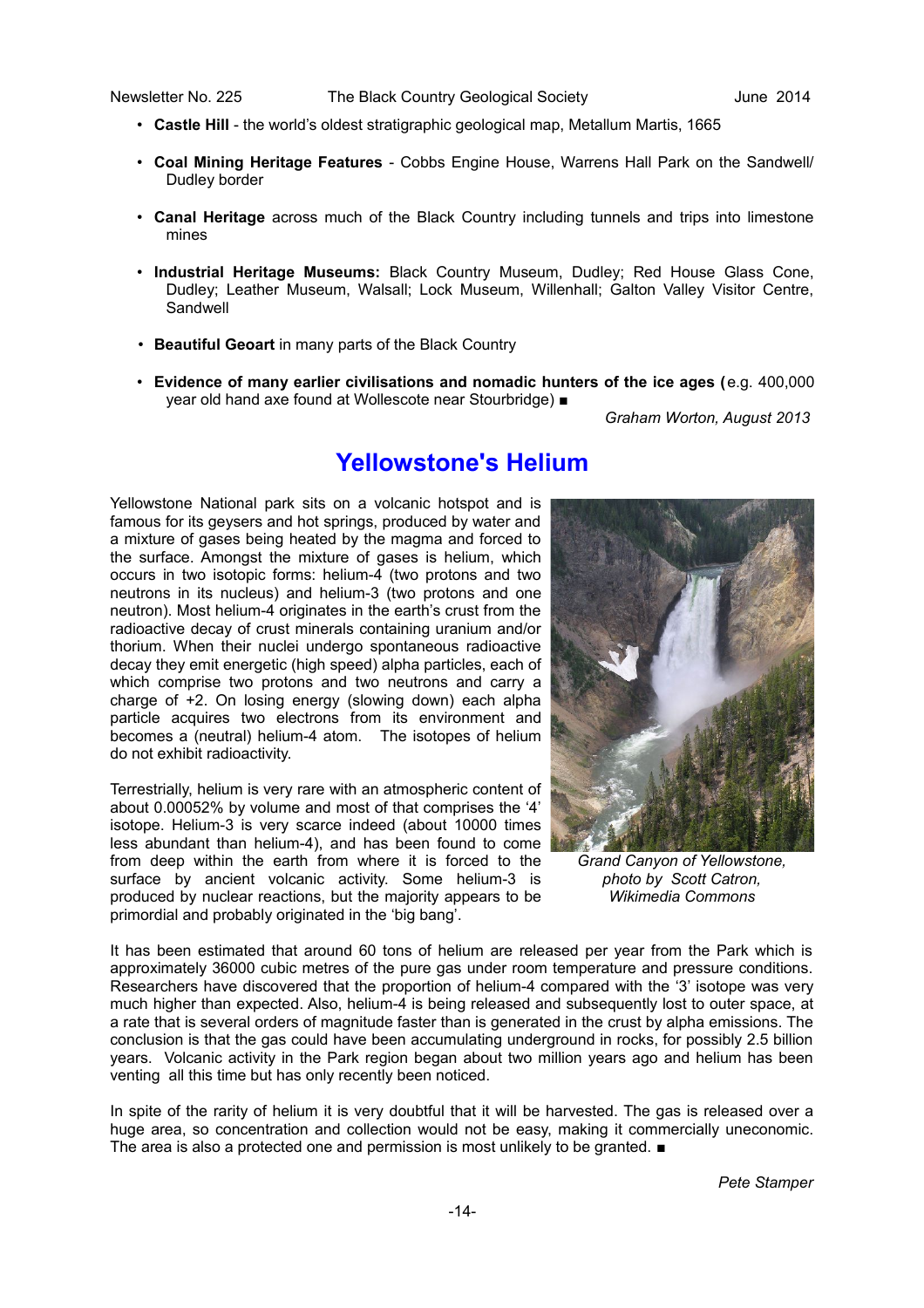- **Castle Hill** - the world's oldest stratigraphic geological map, Metallum Martis, 1665
- **Coal Mining Heritage Features** - Cobbs Engine House, Warrens Hall Park on the Sandwell/ Dudley border
- **Canal Heritage** across much of the Black Country including tunnels and trips into limestone mines
- **Industrial Heritage Museums:** Black Country Museum, Dudley; Red House Glass Cone, Dudley; Leather Museum, Walsall; Lock Museum, Willenhall; Galton Valley Visitor Centre, Sandwell
- **Beautiful Geoart** in many parts of the Black Country
- **Evidence of many earlier civilisations and nomadic hunters of the ice ages (**e.g. 400,000 year old hand axe found at Wollescote near Stourbridge) ■

*Graham Worton, August 2013*

# Yellowstone's Helium

Yellowstone National park sits on a volcanic hotspot and is famous for its geysers and hot springs, produced by water and a mixture of gases being heated by the magma and forced to the surface. Amongst the mixture of gases is helium, which occurs in two isotopic forms: helium-4 (two protons and two neutrons in its nucleus) and helium-3 (two protons and one neutron). Most helium-4 originates in the earth's crust from the radioactive decay of crust minerals containing uranium and/or thorium. When their nuclei undergo spontaneous radioactive decay they emit energetic (high speed) alpha particles, each of which comprise two protons and two neutrons and carry a charge of +2. On losing energy (slowing down) each alpha particle acquires two electrons from its environment and becomes a (neutral) helium-4 atom. The isotopes of helium do not exhibit radioactivity.

Terrestrially, helium is very rare with an atmospheric content of about 0.00052% by volume and most of that comprises the '4' isotope. Helium-3 is very scarce indeed (about 10000 times less abundant than helium-4), and has been found to come from deep within the earth from where it is forced to the surface by ancient volcanic activity. Some helium-3 is produced by nuclear reactions, but the majority appears to be primordial and probably originated in the 'big bang'.

*Grand Canyon of Yellowstone, photo by Scott Catron, Wikimedia Commons*

It has been estimated that around 60 tons of helium are released per year from the Park which is approximately 36000 cubic metres of the pure gas under room temperature and pressure conditions. Researchers have discovered that the proportion of helium-4 compared with the '3' isotope was very much higher than expected. Also, helium-4 is being released and subsequently lost to outer space, at a rate that is several orders of magnitude faster than is generated in the crust by alpha emissions. The conclusion is that the gas could have been accumulating underground in rocks, for possibly 2.5 billion years. Volcanic activity in the Park region began about two million years ago and helium has been venting all this time but has only recently been noticed.

In spite of the rarity of helium it is very doubtful that it will be harvested. The gas is released over a huge area, so concentration and collection would not be easy, making it commercially uneconomic. The area is also a protected one and permission is most unlikely to be granted. ■

*Pete Stamper*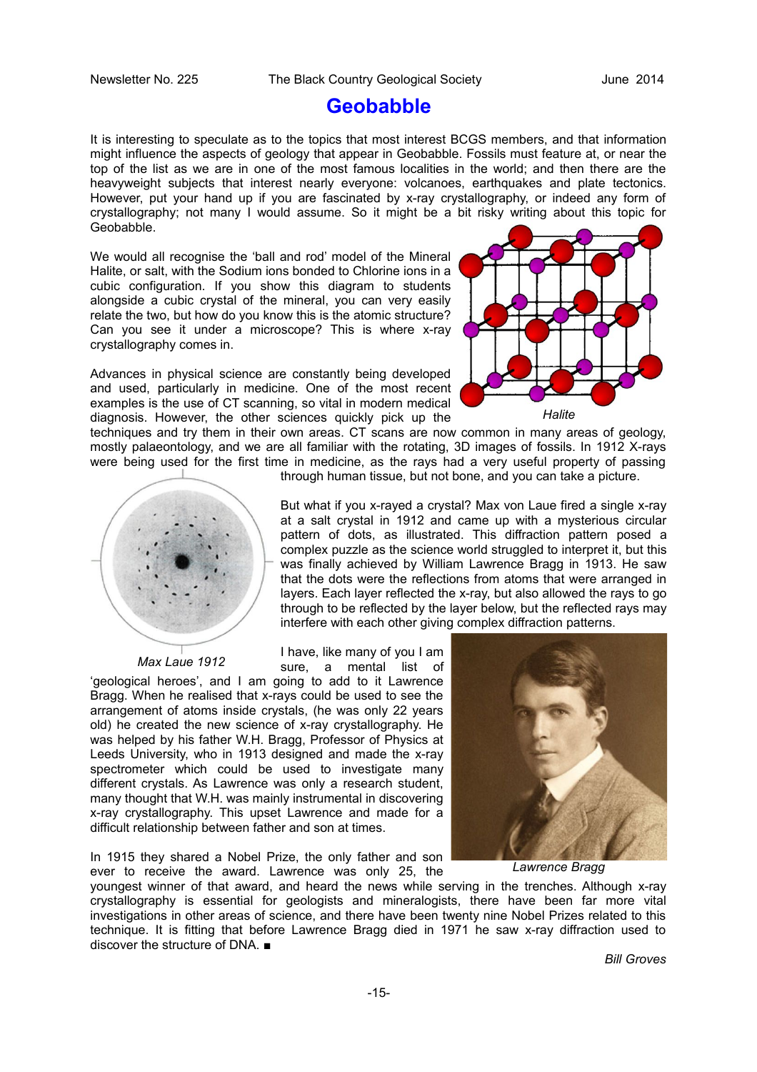# Geobabble

It is interesting to speculate as to the topics that most interest BCGS members, and that information might influence the aspects of geology that appear in Geobabble. Fossils must feature at, or near the top of the list as we are in one of the most famous localities in the world; and then there are the heavyweight subjects that interest nearly everyone: volcanoes, earthquakes and plate tectonics. However, put your hand up if you are fascinated by x-ray crystallography, or indeed any form of crystallography; not many I would assume. So it might be a bit risky writing about this topic for Geobabble.

We would all recognise the 'ball and rod' model of the Mineral Halite, or salt, with the Sodium ions bonded to Chlorine ions in a cubic configuration. If you show this diagram to students alongside a cubic crystal of the mineral, you can very easily relate the two, but how do you know this is the atomic structure? Can you see it under a microscope? This is where x-ray crystallography comes in.

*Halite*

Advances in physical science are constantly being developed and used, particularly in medicine. One of the most recent examples is the use of CT scanning, so vital in modern medical diagnosis. However, the other sciences quickly pick up the techniques and try them in their own areas. CT scans are now common in many areas of geology, mostly palaeontology, and we are all familiar with the rotating, 3D images of fossils. In 1912 X-rays were being used for the first time in medicine, as the rays had a very useful property of passing through human tissue, but not bone, and you can take a picture.

But what if you x-rayed a crystal? Max von Laue fired a single x-ray at a salt crystal in 1912 and came up with a mysterious circular pattern of dots, as illustrated. This diffraction pattern posed a complex puzzle as the science world struggled to interpret it, but this was finally achieved by William Lawrence Bragg in 1913. He saw that the dots were the reflections from atoms that were arranged in layers. Each layer reflected the x-ray, but also allowed the rays to go through to be reflected by the layer below, but the reflected rays may interfere with each other giving complex diffraction patterns.

*Max Laue 1912*

I have, like many of you I am sure, a mental list of 'geological heroes', and I am going to add to it Lawrence Bragg. When he realised that x-rays could be used to see the arrangement of atoms inside crystals, (he was only 22 years old) he created the new science of x-ray crystallography. He was helped by his father W.H. Bragg, Professor of Physics at Leeds University, who in 1913 designed and made the x-ray spectrometer which could be used to investigate many different crystals. As Lawrence was only a research student, many thought that W.H. was mainly instrumental in discovering x-ray crystallography. This upset Lawrence and made for a difficult relationship between father and son at times.

*Lawrence Bragg*

In 1915 they shared a Nobel Prize, the only father and son ever to receive the award. Lawrence was only 25, the youngest winner of that award, and heard the news while serving in the trenches. Although x-ray crystallography is essential for geologists and mineralogists, there have been far more vital investigations in other areas of science, and there have been twenty nine Nobel Prizes related to this technique. It is fitting that before Lawrence Bragg died in 1971 he saw x-ray diffraction used to discover the structure of DNA. ■

*Bill Groves*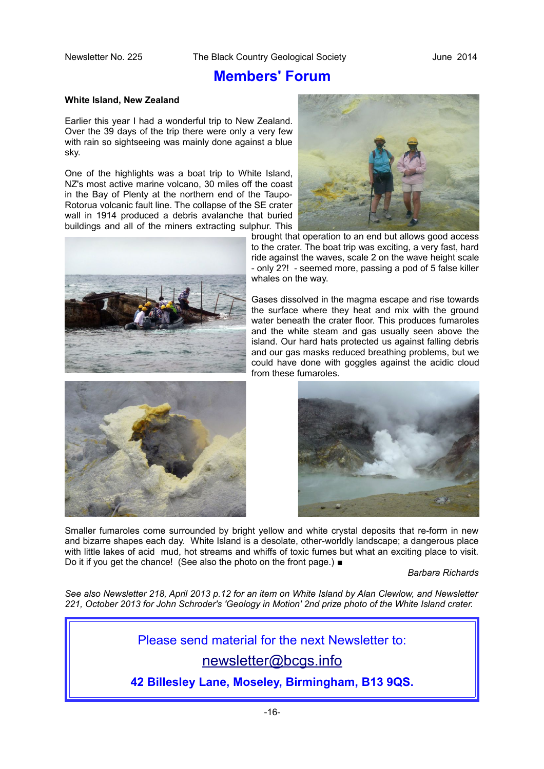# Members' Forum

**White Island, New Zealand**

Earlier this year I had a wonderful trip to New Zealand. Over the 39 days of the trip there were only a very few with rain so sightseeing was mainly done against a blue sky.

One of the highlights was a boat trip to White Island, NZ's most active marine volcano, 30 miles off the coast in the Bay of Plenty at the northern end of the Taupo-Rotorua volcanic fault line. The collapse of the SE crater wall in 1914 produced a debris avalanche that buried buildings and all of the miners extracting sulphur. This brought that operation to an end but allows good access to the crater. The boat trip was exciting, a very fast, hard ride against the waves, scale 2 on the wave height scale - only 2?! - seemed more, passing a pod of 5 false killer whales on the way.

Gases dissolved in the magma escape and rise towards the surface where they heat and mix with the ground water beneath the crater floor. This produces fumaroles and the white steam and gas usually seen above the island. Our hard hats protected us against falling debris and our gas masks reduced breathing problems, but we could have done with goggles against the acidic cloud from these fumaroles.

Smaller fumaroles come surrounded by bright yellow and white crystal deposits that re-form in new and bizarre shapes each day. White Island is a desolate, other-worldly landscape; a dangerous place with little lakes of acid mud, hot streams and whiffs of toxic fumes but what an exciting place to visit. Do it if you get the chance! (See also the photo on the front page.) ■

*Barbara Richards*

*See also Newsletter 218, April 2013 p.12 for an item on White Island by Alan Clewlow, and Newsletter 221, October 2013 for John Schroder's 'Geology in Motion' 2nd prize photo of the White Island crater.*

Please send material for the next Newsletter to:

newsletter@bcgs.info

**42 Billesley Lane, Moseley, Birmingham, B13 9QS.**